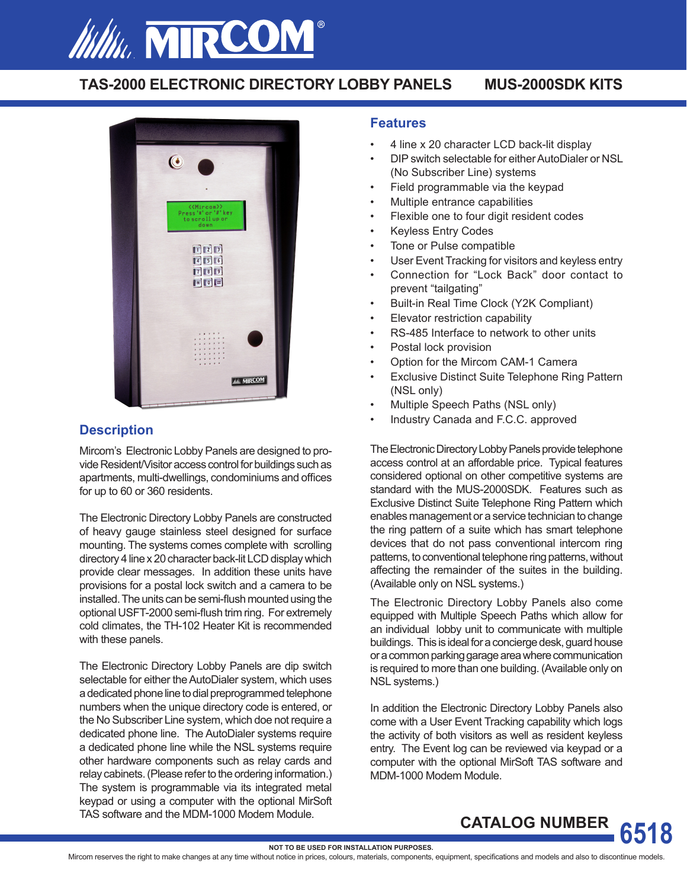# MIRCOM

## TAS-2000 ELECTRONIC DIRECTORY LOBBY PANELS — MUS-2000SDK KITS

## Description

Mircom's Electronic Lobby Panels are designed to provide Resident/Visitor access control for buildings such as apartments, multi-dwellings, condominiums and offices for up to 60 or 360 residents.

The Electronic Directory Lobby Panels are constructed of heavy gauge stainless steel designed for surface mounting. The systems comes complete with scrolling directory 4 line x 20 character back-lit LCD display which provide clear messages. In addition these units have provisions for a postal lock switch and a camera to be installed. The units can be semi-flush mounted using the optional USFT-2000 semi-flush trim ring. For extremely cold climates, the TH-102 Heater Kit is recommended with these panels.

The Electronic Directory Lobby Panels are dip switch selectable for either the AutoDialer system, which uses a dedicated phone line to dial preprogrammed telephone numbers when the unique directory code is entered, or the No Subscriber Line system, which doe not require a dedicated phone line. The AutoDialer systems require a dedicated phone line while the NSL systems require other hardware components such as relay cards and relay cabinets. (Please refer to the ordering information.) The system is programmable via its integrated metal keypad or using a computer with the optional MirSoft TAS software and the MDM-1000 Modem Module.

## Features

- 4 line x 20 character LCD back-lit display
- DIP switch selectable for either AutoDialer or NSL (No Subscriber Line) systems
- Field programmable via the keypad
- Multiple entrance capabilities
- Flexible one to four digit resident codes
- Keyless Entry Codes
- Tone or Pulse compatible
- User Event Tracking for visitors and keyless entry
- Connection for "Lock Back" door contact to prevent "tailgating"
- Built-in Real Time Clock (Y2K Compliant)
- Elevator restriction capability
- RS-485 Interface to network to other units
- Postal lock provision
- Option for the Mircom CAM-1 Camera
- Exclusive Distinct Suite Telephone Ring Pattern (NSL only)
- Multiple Speech Paths (NSL only)
- Industry Canada and F.C.C. approved

The Electronic Directory Lobby Panels provide telephone access control at an affordable price. Typical features considered optional on other competitive systems are standard with the MUS-2000SDK. Features such as Exclusive Distinct Suite Telephone Ring Pattern which enables management or a service technician to change the ring pattern of a suite which has smart telephone devices that do not pass conventional intercom ring patterns, to conventional telephone ring patterns, without affecting the remainder of the suites in the building. (Available only on NSL systems.)

The Electronic Directory Lobby Panels also come equipped with Multiple Speech Paths which allow for an individual lobby unit to communicate with multiple buildings. This is ideal for a concierge desk, guard house or a common parking garage area where communication is required to more than one building. (Available only on NSL systems.)

In addition the Electronic Directory Lobby Panels also come with a User Event Tracking capability which logs the activity of both visitors as well as resident keyless entry. The Event log can be reviewed via keypad or a computer with the optional MirSoft TAS software and MDM-1000 Modem Module.

**CATALOG NUMBER 6518**

NOT TO BE USED FOR INSTALLATION PURPOSES.

Mircom reserves the right to make changes at any time without notice in prices, colours, materials, components, equipment, specifications and models and also to discontinue models.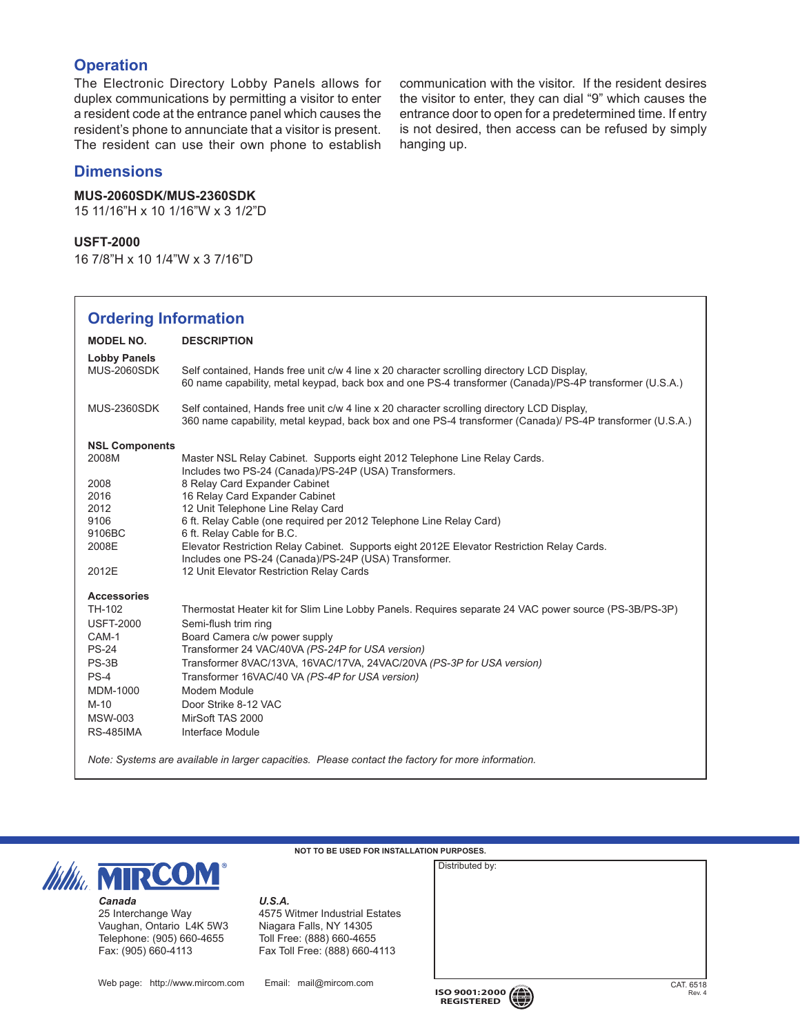## Operation

The Electronic Directory Lobby Panels allows for duplex communications by permitting a visitor to enter a resident code at the entrance panel which causes the resident's phone to annunciate that a visitor is present. The resident can use their own phone to establish communication with the visitor. If the resident desires the visitor to enter, they can dial "9" which causes the entrance door to open for a predetermined time. If entry is not desired, then access can be refused by simply hanging up.

## Dimensions

**MUS-2060SDK/MUS-2360SDK**
15 11/16"H x 10 1/16"W x 3 1/2"D

**USFT-2000**
16 7/8"H x 10 1/4"W x 3 7/16"D

## Ordering Information

| MODEL NO. | DESCRIPTION |
|---|---|
| **Lobby Panels** | |
| MUS-2060SDK | Self contained, Hands free unit c/w 4 line x 20 character scrolling directory LCD Display, 60 name capability, metal keypad, back box and one PS-4 transformer (Canada)/PS-4P transformer (U.S.A.) |
| MUS-2360SDK | Self contained, Hands free unit c/w 4 line x 20 character scrolling directory LCD Display, 360 name capability, metal keypad, back box and one PS-4 transformer (Canada)/ PS-4P transformer (U.S.A.) |
| **NSL Components** | |
| 2008M | Master NSL Relay Cabinet. Supports eight 2012 Telephone Line Relay Cards. Includes two PS-24 (Canada)/PS-24P (USA) Transformers. |
| 2008 | 8 Relay Card Expander Cabinet |
| 2016 | 16 Relay Card Expander Cabinet |
| 2012 | 12 Unit Telephone Line Relay Card |
| 9106 | 6 ft. Relay Cable (one required per 2012 Telephone Line Relay Card) |
| 9106BC | 6 ft. Relay Cable for B.C. |
| 2008E | Elevator Restriction Relay Cabinet. Supports eight 2012E Elevator Restriction Relay Cards. Includes one PS-24 (Canada)/PS-24P (USA) Transformer. |
| 2012E | 12 Unit Elevator Restriction Relay Cards |
| **Accessories** | |
| TH-102 | Thermostat Heater kit for Slim Line Lobby Panels. Requires separate 24 VAC power source (PS-3B/PS-3P) |
| USFT-2000 | Semi-flush trim ring |
| CAM-1 | Board Camera c/w power supply |
| PS-24 | Transformer 24 VAC/40VA *(PS-24P for USA version)* |
| PS-3B | Transformer 8VAC/13VA, 16VAC/17VA, 24VAC/20VA *(PS-3P for USA version)* |
| PS-4 | Transformer 16VAC/40 VA *(PS-4P for USA version)* |
| MDM-1000 | Modem Module |
| M-10 | Door Strike 8-12 VAC |
| MSW-003 | MirSoft TAS 2000 |
| RS-485IMA | Interface Module |

*Note: Systems are available in larger capacities. Please contact the factory for more information.*

**NOT TO BE USED FOR INSTALLATION PURPOSES.**

MIRCOM®

***Canada***
25 Interchange Way
Vaughan, Ontario L4K 5W3
Telephone: (905) 660-4655
Fax: (905) 660-4113

***U.S.A.***
4575 Witmer Industrial Estates
Niagara Falls, NY 14305
Toll Free: (888) 660-4655
Fax Toll Free: (888) 660-4113

Distributed by:

Web page: http://www.mircom.com  Email: mail@mircom.com

ISO 9001:2000 REGISTERED

CAT. 6518
Rev. 4